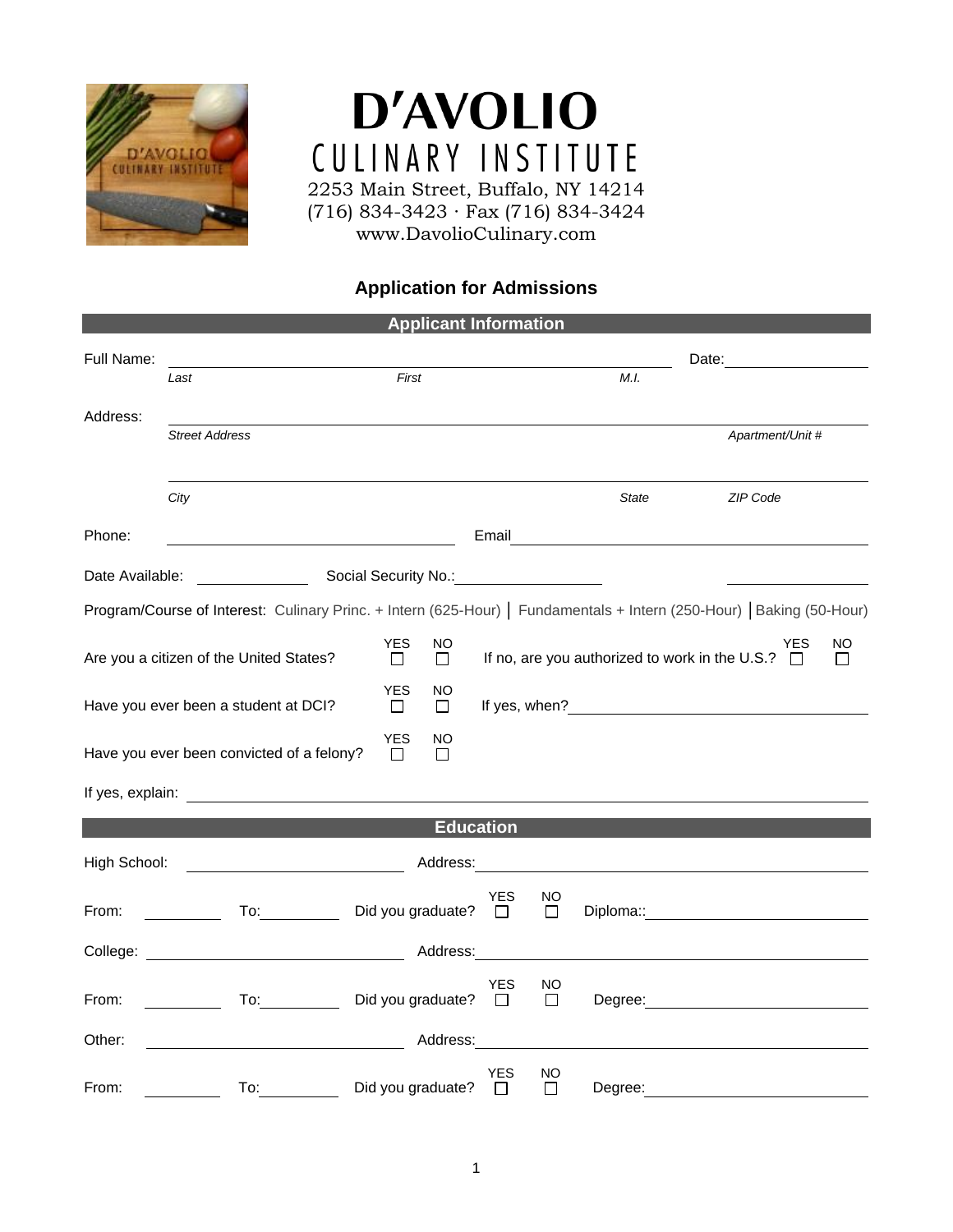# D'AVOLIO

## CULINARY INSTITUTE

2253 Main Street, Buffalo, NY 14214
(716) 834-3423 · Fax (716) 834-3424
www.DavolioCulinary.com

## Application for Admissions

### Applicant Information

Full Name: ______________________________ Date: ____________

*Last* *First* *M.I.*

Address: ______________________________

*Street Address* *Apartment/Unit #*

______________________________

*City* *State* *ZIP Code*

Phone: ____________ Email ____________

Date Available: ____________ Social Security No.: ____________ ____________

Program/Course of Interest: Culinary Princ. + Intern (625-Hour) | Fundamentals + Intern (250-Hour) | Baking (50-Hour)

Are you a citizen of the United States? YES ☐ NO ☐ If no, are you authorized to work in the U.S.? YES ☐ NO ☐

Have you ever been a student at DCI? YES ☐ NO ☐ If yes, when? ____________

Have you ever been convicted of a felony? YES ☐ NO ☐

If yes, explain: ______________________________

### Education

High School: ____________ Address: ____________

From: ________ To: ________ Did you graduate? YES ☐ NO ☐ Diploma:: ____________

College: ____________ Address: ____________

From: ________ To: ________ Did you graduate? YES ☐ NO ☐ Degree: ____________

Other: ____________ Address: ____________

From: ________ To: ________ Did you graduate? YES ☐ NO ☐ Degree: ____________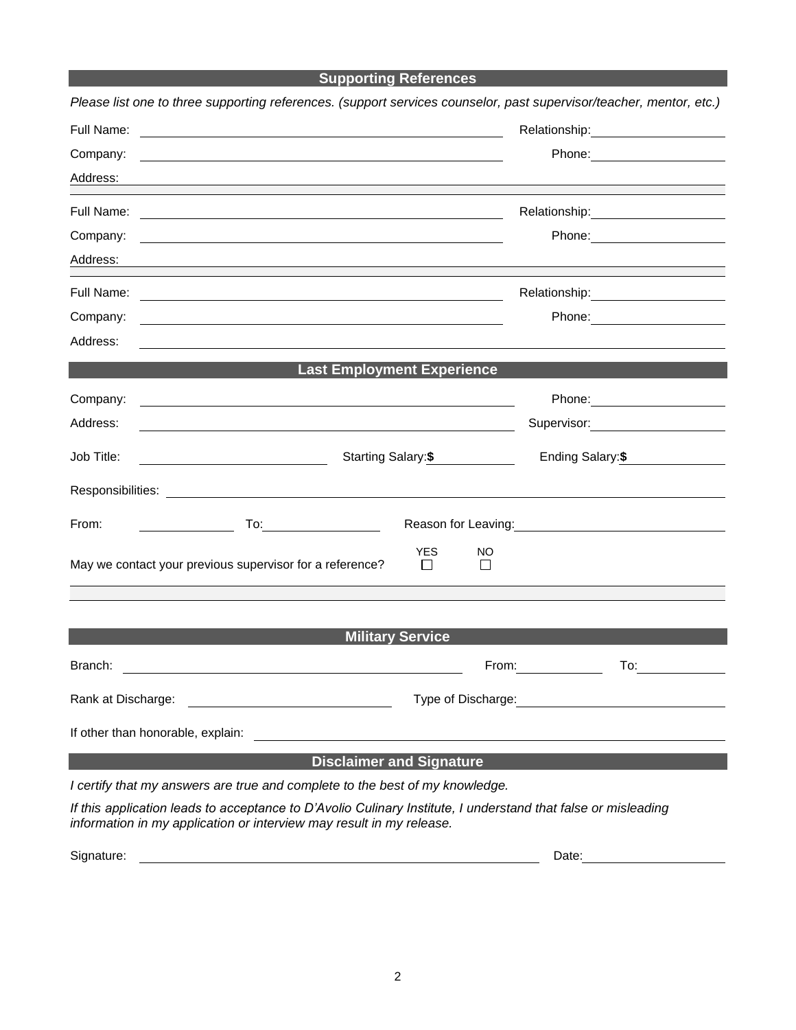## Supporting References

*Please list one to three supporting references. (support services counselor, past supervisor/teacher, mentor, etc.)*

Full Name: ______________________ Relationship: ______________

Company: ______________________ Phone: ______________

Address: ______________________

Full Name: ______________________ Relationship: ______________

Company: ______________________ Phone: ______________

Address: ______________________

Full Name: ______________________ Relationship: ______________

Company: ______________________ Phone: ______________

Address: ______________________

## Last Employment Experience

Company: ______________________ Phone: ______________

Address: ______________________ Supervisor: ______________

Job Title: ______________ Starting Salary: **$** ______________ Ending Salary: **$** ______________

Responsibilities: ______________________

From: ______________ To: ______________ Reason for Leaving: ______________

May we contact your previous supervisor for a reference? YES ☐ NO ☐

## Military Service

Branch: ______________________ From: ______________ To: ______________

Rank at Discharge: ______________ Type of Discharge: ______________

If other than honorable, explain: ______________________

## Disclaimer and Signature

*I certify that my answers are true and complete to the best of my knowledge.*

*If this application leads to acceptance to D'Avolio Culinary Institute, I understand that false or misleading information in my application or interview may result in my release.*

Signature: ______________________ Date: ______________